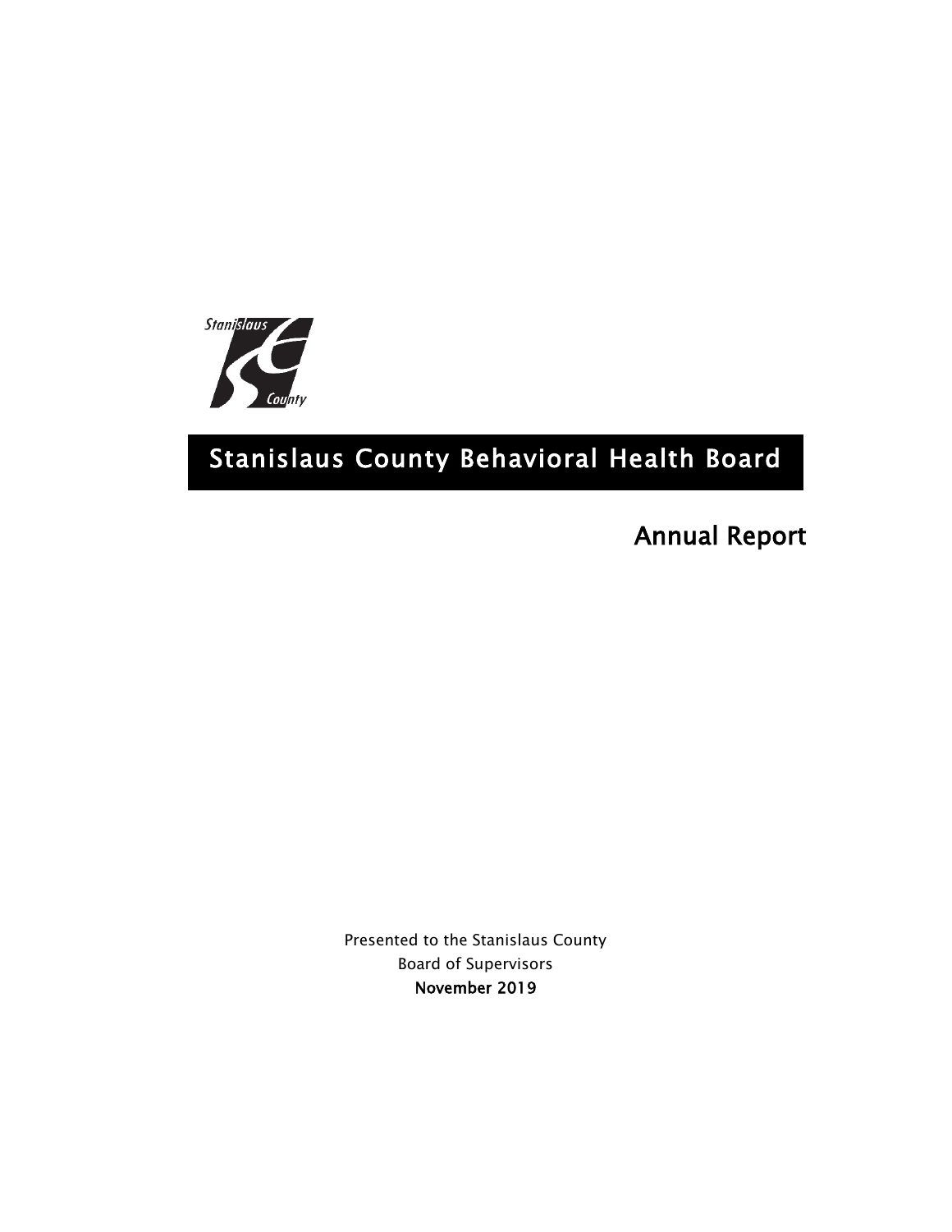# Stanislaus County Behavioral Health Board

## Annual Report

Presented to the Stanislaus County
Board of Supervisors
**November 2019**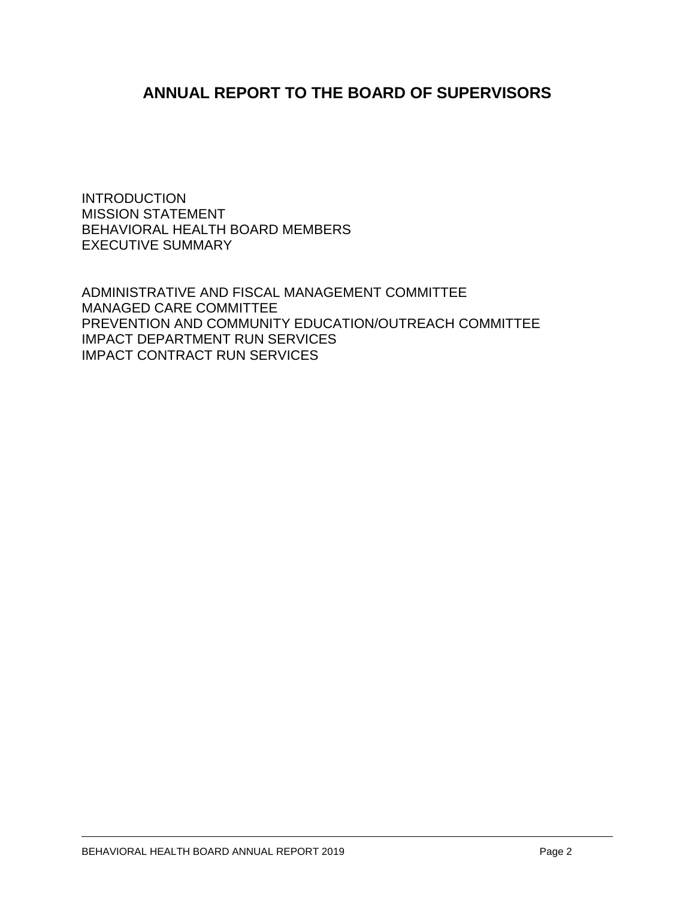# ANNUAL REPORT TO THE BOARD OF SUPERVISORS

INTRODUCTION
MISSION STATEMENT
BEHAVIORAL HEALTH BOARD MEMBERS
EXECUTIVE SUMMARY

ADMINISTRATIVE AND FISCAL MANAGEMENT COMMITTEE
MANAGED CARE COMMITTEE
PREVENTION AND COMMUNITY EDUCATION/OUTREACH COMMITTEE
IMPACT DEPARTMENT RUN SERVICES
IMPACT CONTRACT RUN SERVICES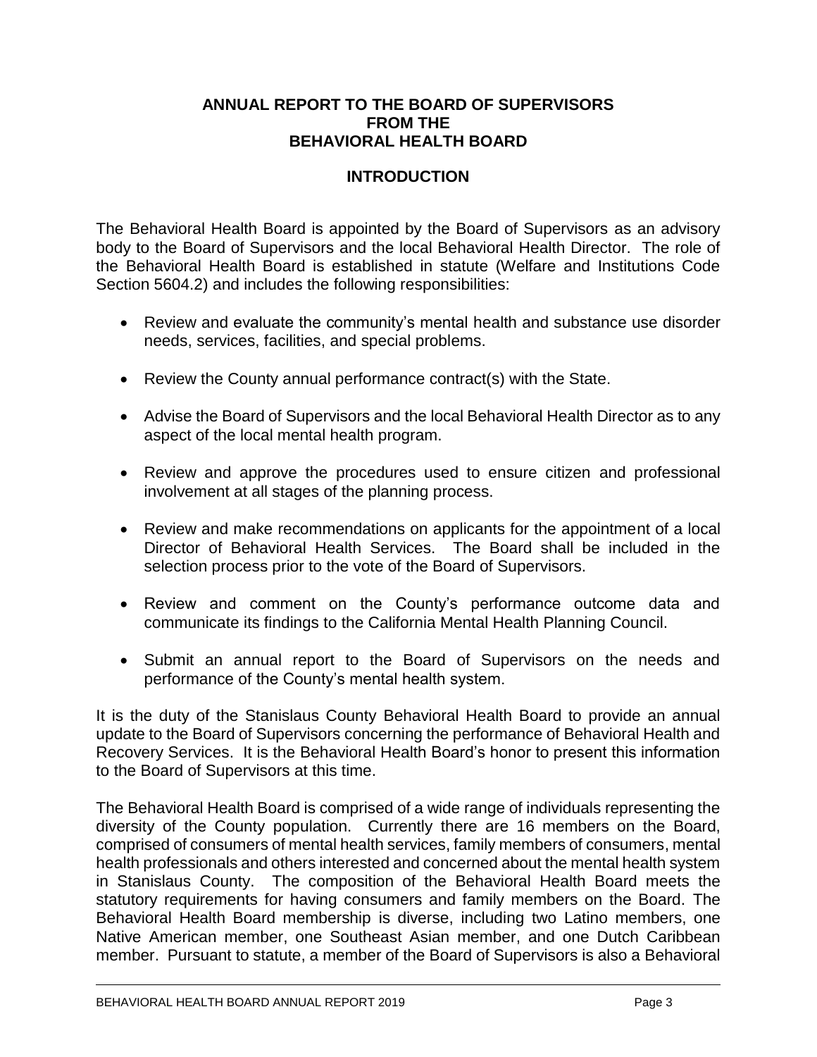# ANNUAL REPORT TO THE BOARD OF SUPERVISORS FROM THE BEHAVIORAL HEALTH BOARD

## INTRODUCTION

The Behavioral Health Board is appointed by the Board of Supervisors as an advisory body to the Board of Supervisors and the local Behavioral Health Director. The role of the Behavioral Health Board is established in statute (Welfare and Institutions Code Section 5604.2) and includes the following responsibilities:

- Review and evaluate the community's mental health and substance use disorder needs, services, facilities, and special problems.
- Review the County annual performance contract(s) with the State.
- Advise the Board of Supervisors and the local Behavioral Health Director as to any aspect of the local mental health program.
- Review and approve the procedures used to ensure citizen and professional involvement at all stages of the planning process.
- Review and make recommendations on applicants for the appointment of a local Director of Behavioral Health Services. The Board shall be included in the selection process prior to the vote of the Board of Supervisors.
- Review and comment on the County's performance outcome data and communicate its findings to the California Mental Health Planning Council.
- Submit an annual report to the Board of Supervisors on the needs and performance of the County's mental health system.

It is the duty of the Stanislaus County Behavioral Health Board to provide an annual update to the Board of Supervisors concerning the performance of Behavioral Health and Recovery Services. It is the Behavioral Health Board's honor to present this information to the Board of Supervisors at this time.

The Behavioral Health Board is comprised of a wide range of individuals representing the diversity of the County population. Currently there are 16 members on the Board, comprised of consumers of mental health services, family members of consumers, mental health professionals and others interested and concerned about the mental health system in Stanislaus County. The composition of the Behavioral Health Board meets the statutory requirements for having consumers and family members on the Board. The Behavioral Health Board membership is diverse, including two Latino members, one Native American member, one Southeast Asian member, and one Dutch Caribbean member. Pursuant to statute, a member of the Board of Supervisors is also a Behavioral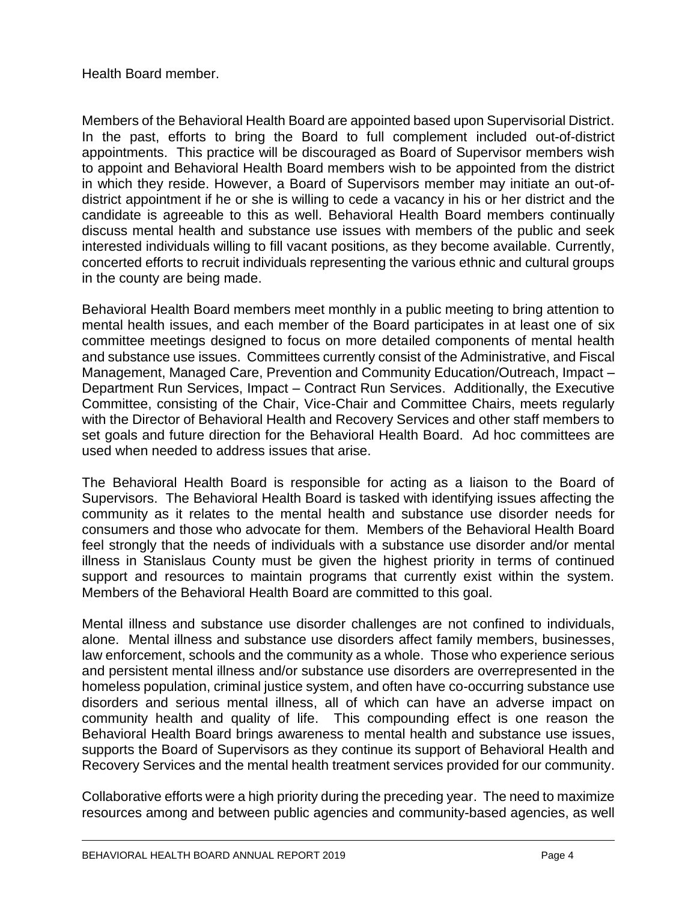Health Board member.

Members of the Behavioral Health Board are appointed based upon Supervisorial District. In the past, efforts to bring the Board to full complement included out-of-district appointments. This practice will be discouraged as Board of Supervisor members wish to appoint and Behavioral Health Board members wish to be appointed from the district in which they reside. However, a Board of Supervisors member may initiate an out-of-district appointment if he or she is willing to cede a vacancy in his or her district and the candidate is agreeable to this as well. Behavioral Health Board members continually discuss mental health and substance use issues with members of the public and seek interested individuals willing to fill vacant positions, as they become available. Currently, concerted efforts to recruit individuals representing the various ethnic and cultural groups in the county are being made.

Behavioral Health Board members meet monthly in a public meeting to bring attention to mental health issues, and each member of the Board participates in at least one of six committee meetings designed to focus on more detailed components of mental health and substance use issues. Committees currently consist of the Administrative, and Fiscal Management, Managed Care, Prevention and Community Education/Outreach, Impact – Department Run Services, Impact – Contract Run Services. Additionally, the Executive Committee, consisting of the Chair, Vice-Chair and Committee Chairs, meets regularly with the Director of Behavioral Health and Recovery Services and other staff members to set goals and future direction for the Behavioral Health Board. Ad hoc committees are used when needed to address issues that arise.

The Behavioral Health Board is responsible for acting as a liaison to the Board of Supervisors. The Behavioral Health Board is tasked with identifying issues affecting the community as it relates to the mental health and substance use disorder needs for consumers and those who advocate for them. Members of the Behavioral Health Board feel strongly that the needs of individuals with a substance use disorder and/or mental illness in Stanislaus County must be given the highest priority in terms of continued support and resources to maintain programs that currently exist within the system. Members of the Behavioral Health Board are committed to this goal.

Mental illness and substance use disorder challenges are not confined to individuals, alone. Mental illness and substance use disorders affect family members, businesses, law enforcement, schools and the community as a whole. Those who experience serious and persistent mental illness and/or substance use disorders are overrepresented in the homeless population, criminal justice system, and often have co-occurring substance use disorders and serious mental illness, all of which can have an adverse impact on community health and quality of life. This compounding effect is one reason the Behavioral Health Board brings awareness to mental health and substance use issues, supports the Board of Supervisors as they continue its support of Behavioral Health and Recovery Services and the mental health treatment services provided for our community.

Collaborative efforts were a high priority during the preceding year. The need to maximize resources among and between public agencies and community-based agencies, as well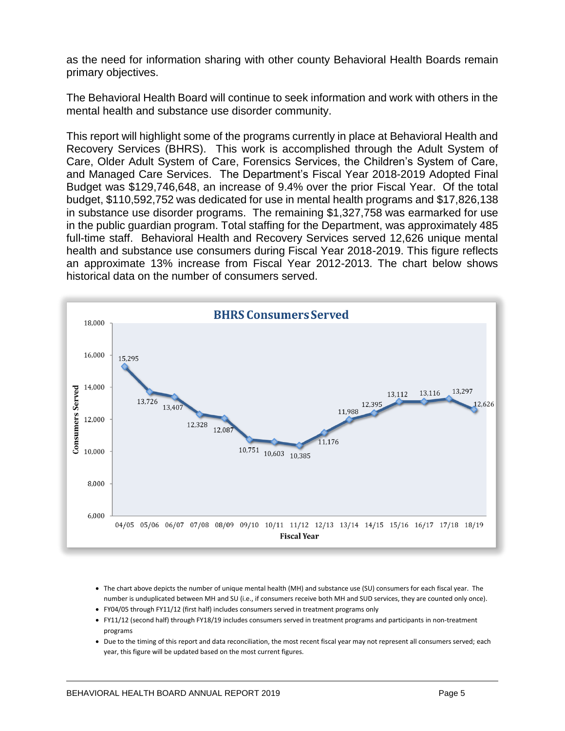as the need for information sharing with other county Behavioral Health Boards remain primary objectives.

The Behavioral Health Board will continue to seek information and work with others in the mental health and substance use disorder community.

This report will highlight some of the programs currently in place at Behavioral Health and Recovery Services (BHRS). This work is accomplished through the Adult System of Care, Older Adult System of Care, Forensics Services, the Children's System of Care, and Managed Care Services. The Department's Fiscal Year 2018-2019 Adopted Final Budget was $129,746,648, an increase of 9.4% over the prior Fiscal Year. Of the total budget, $110,592,752 was dedicated for use in mental health programs and $17,826,138 in substance use disorder programs. The remaining $1,327,758 was earmarked for use in the public guardian program. Total staffing for the Department, was approximately 485 full-time staff. Behavioral Health and Recovery Services served 12,626 unique mental health and substance use consumers during Fiscal Year 2018-2019. This figure reflects an approximate 13% increase from Fiscal Year 2012-2013. The chart below shows historical data on the number of consumers served.

**BHRS Consumers Served**

| Fiscal Year | Consumers Served |
| --- | --- |
| 04/05 | 15,295 |
| 05/06 | 13,726 |
| 06/07 | 13,407 |
| 07/08 | 12,328 |
| 08/09 | 12,087 |
| 09/10 | 10,751 |
| 10/11 | 10,603 |
| 11/12 | 10,385 |
| 12/13 | 11,176 |
| 13/14 | 11,988 |
| 14/15 | 12,395 |
| 15/16 | 13,112 |
| 16/17 | 13,116 |
| 17/18 | 13,297 |
| 18/19 | 12,626 |

- The chart above depicts the number of unique mental health (MH) and substance use (SU) consumers for each fiscal year. The number is unduplicated between MH and SU (i.e., if consumers receive both MH and SUD services, they are counted only once).
- FY04/05 through FY11/12 (first half) includes consumers served in treatment programs only
- FY11/12 (second half) through FY18/19 includes consumers served in treatment programs and participants in non-treatment programs
- Due to the timing of this report and data reconciliation, the most recent fiscal year may not represent all consumers served; each year, this figure will be updated based on the most current figures.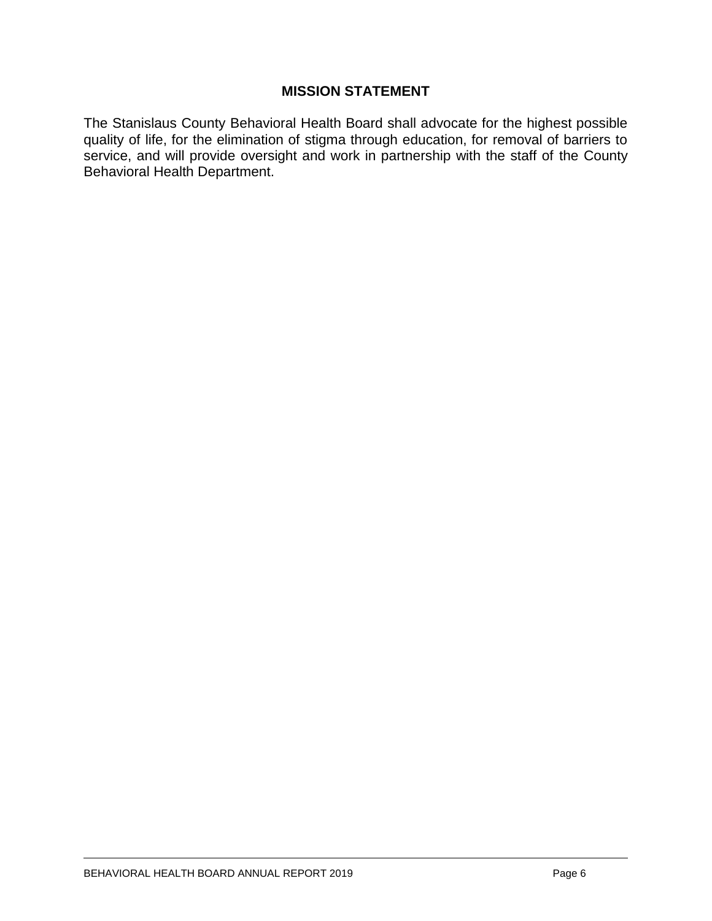## MISSION STATEMENT

The Stanislaus County Behavioral Health Board shall advocate for the highest possible quality of life, for the elimination of stigma through education, for removal of barriers to service, and will provide oversight and work in partnership with the staff of the County Behavioral Health Department.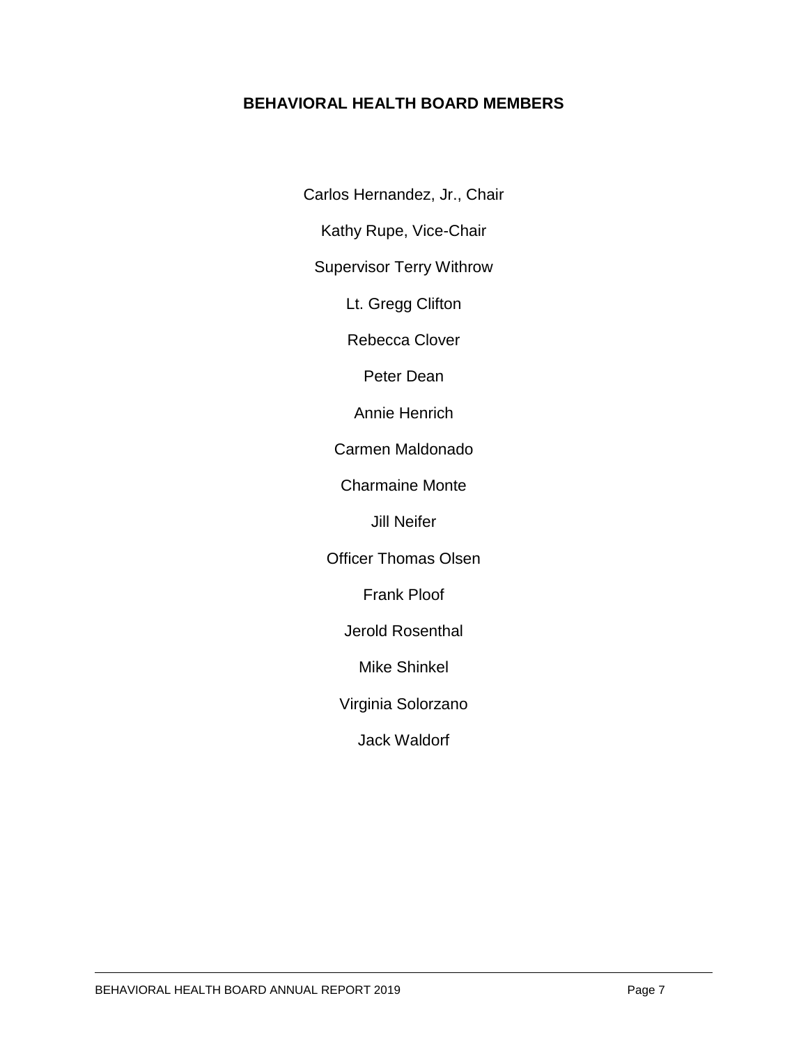## BEHAVIORAL HEALTH BOARD MEMBERS

Carlos Hernandez, Jr., Chair

Kathy Rupe, Vice-Chair

Supervisor Terry Withrow

Lt. Gregg Clifton

Rebecca Clover

Peter Dean

Annie Henrich

Carmen Maldonado

Charmaine Monte

Jill Neifer

Officer Thomas Olsen

Frank Ploof

Jerold Rosenthal

Mike Shinkel

Virginia Solorzano

Jack Waldorf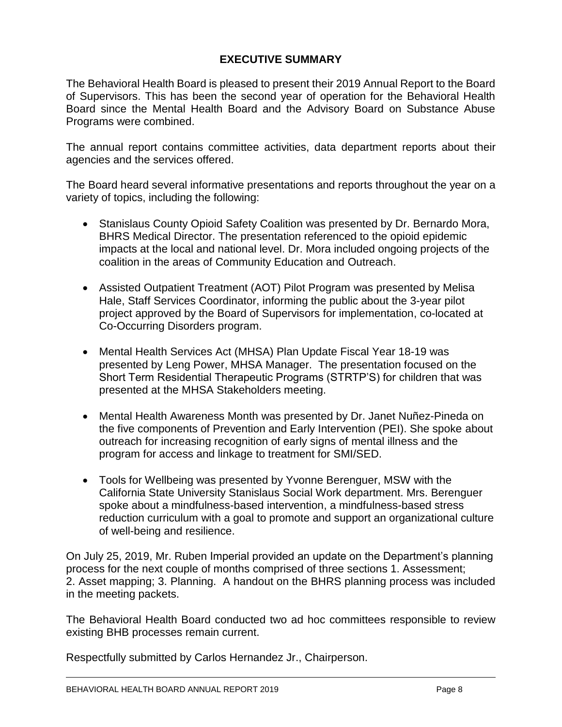## EXECUTIVE SUMMARY

The Behavioral Health Board is pleased to present their 2019 Annual Report to the Board of Supervisors. This has been the second year of operation for the Behavioral Health Board since the Mental Health Board and the Advisory Board on Substance Abuse Programs were combined.

The annual report contains committee activities, data department reports about their agencies and the services offered.

The Board heard several informative presentations and reports throughout the year on a variety of topics, including the following:

- Stanislaus County Opioid Safety Coalition was presented by Dr. Bernardo Mora, BHRS Medical Director. The presentation referenced to the opioid epidemic impacts at the local and national level. Dr. Mora included ongoing projects of the coalition in the areas of Community Education and Outreach.
- Assisted Outpatient Treatment (AOT) Pilot Program was presented by Melisa Hale, Staff Services Coordinator, informing the public about the 3-year pilot project approved by the Board of Supervisors for implementation, co-located at Co-Occurring Disorders program.
- Mental Health Services Act (MHSA) Plan Update Fiscal Year 18-19 was presented by Leng Power, MHSA Manager. The presentation focused on the Short Term Residential Therapeutic Programs (STRTP'S) for children that was presented at the MHSA Stakeholders meeting.
- Mental Health Awareness Month was presented by Dr. Janet Nuñez-Pineda on the five components of Prevention and Early Intervention (PEI). She spoke about outreach for increasing recognition of early signs of mental illness and the program for access and linkage to treatment for SMI/SED.
- Tools for Wellbeing was presented by Yvonne Berenguer, MSW with the California State University Stanislaus Social Work department. Mrs. Berenguer spoke about a mindfulness-based intervention, a mindfulness-based stress reduction curriculum with a goal to promote and support an organizational culture of well-being and resilience.

On July 25, 2019, Mr. Ruben Imperial provided an update on the Department's planning process for the next couple of months comprised of three sections 1. Assessment; 2. Asset mapping; 3. Planning. A handout on the BHRS planning process was included in the meeting packets.

The Behavioral Health Board conducted two ad hoc committees responsible to review existing BHB processes remain current.

Respectfully submitted by Carlos Hernandez Jr., Chairperson.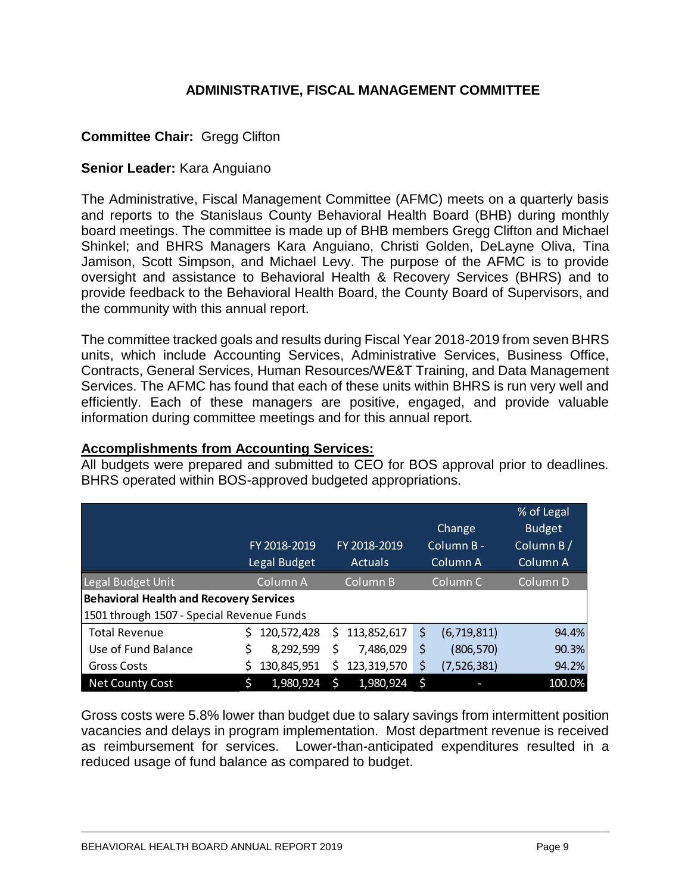## ADMINISTRATIVE, FISCAL MANAGEMENT COMMITTEE

**Committee Chair:** Gregg Clifton

**Senior Leader:** Kara Anguiano

The Administrative, Fiscal Management Committee (AFMC) meets on a quarterly basis and reports to the Stanislaus County Behavioral Health Board (BHB) during monthly board meetings. The committee is made up of BHB members Gregg Clifton and Michael Shinkel; and BHRS Managers Kara Anguiano, Christi Golden, DeLayne Oliva, Tina Jamison, Scott Simpson, and Michael Levy. The purpose of the AFMC is to provide oversight and assistance to Behavioral Health & Recovery Services (BHRS) and to provide feedback to the Behavioral Health Board, the County Board of Supervisors, and the community with this annual report.

The committee tracked goals and results during Fiscal Year 2018-2019 from seven BHRS units, which include Accounting Services, Administrative Services, Business Office, Contracts, General Services, Human Resources/WE&T Training, and Data Management Services. The AFMC has found that each of these units within BHRS is run very well and efficiently. Each of these managers are positive, engaged, and provide valuable information during committee meetings and for this annual report.

**Accomplishments from Accounting Services:**

All budgets were prepared and submitted to CEO for BOS approval prior to deadlines. BHRS operated within BOS-approved budgeted appropriations.

| | FY 2018-2019 Legal Budget | FY 2018-2019 Actuals | Change Column B - Column A | % of Legal Budget Column B / Column A |
|---|---|---|---|---|
| Legal Budget Unit | Column A | Column B | Column C | Column D |
| **Behavioral Health and Recovery Services** | | | | |
| 1501 through 1507 - Special Revenue Funds | | | | |
| Total Revenue | $ 120,572,428 | $ 113,852,617 | $ (6,719,811) | 94.4% |
| Use of Fund Balance | $ 8,292,599 | $ 7,486,029 | $ (806,570) | 90.3% |
| Gross Costs | $ 130,845,951 | $ 123,319,570 | $ (7,526,381) | 94.2% |
| Net County Cost | $ 1,980,924 | $ 1,980,924 | $ - | 100.0% |

Gross costs were 5.8% lower than budget due to salary savings from intermittent position vacancies and delays in program implementation. Most department revenue is received as reimbursement for services. Lower-than-anticipated expenditures resulted in a reduced usage of fund balance as compared to budget.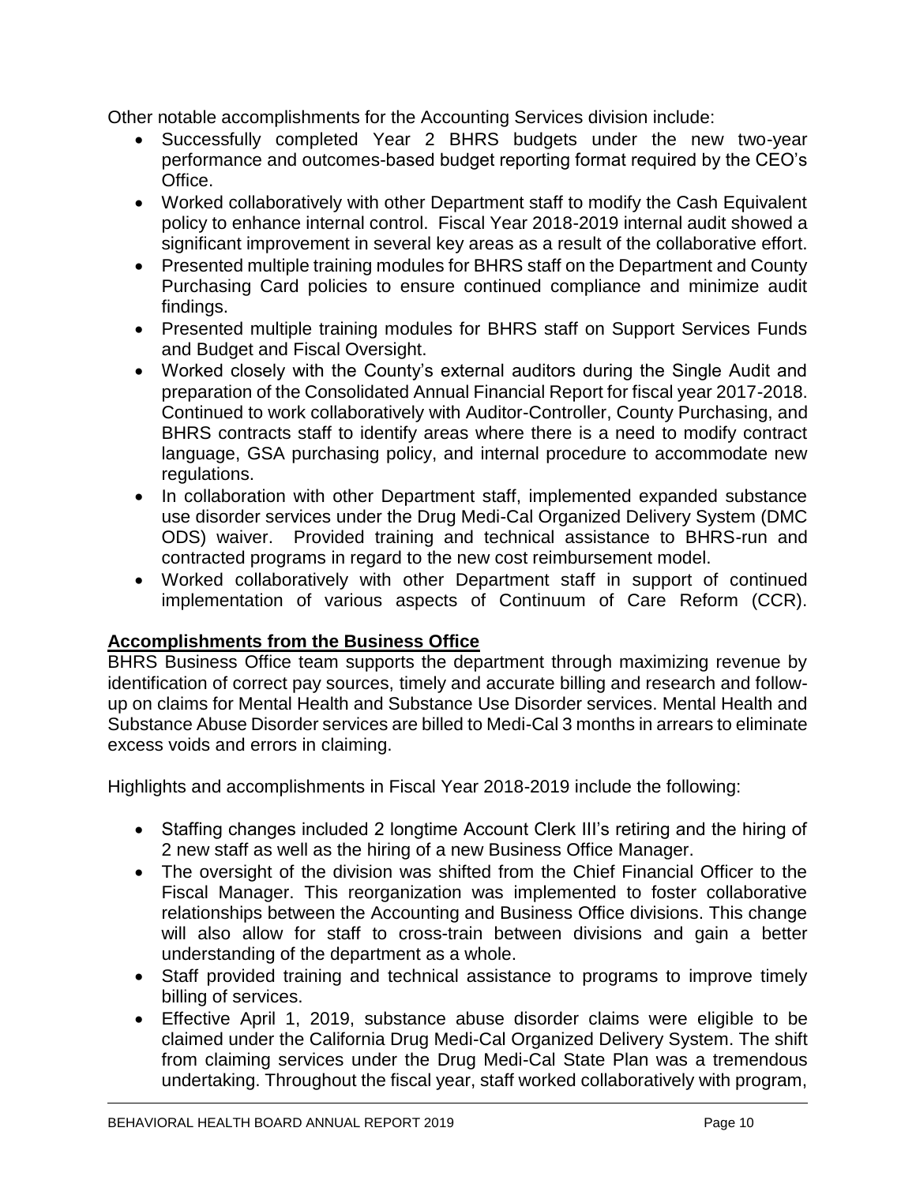Other notable accomplishments for the Accounting Services division include:

- Successfully completed Year 2 BHRS budgets under the new two-year performance and outcomes-based budget reporting format required by the CEO's Office.
- Worked collaboratively with other Department staff to modify the Cash Equivalent policy to enhance internal control. Fiscal Year 2018-2019 internal audit showed a significant improvement in several key areas as a result of the collaborative effort.
- Presented multiple training modules for BHRS staff on the Department and County Purchasing Card policies to ensure continued compliance and minimize audit findings.
- Presented multiple training modules for BHRS staff on Support Services Funds and Budget and Fiscal Oversight.
- Worked closely with the County's external auditors during the Single Audit and preparation of the Consolidated Annual Financial Report for fiscal year 2017-2018. Continued to work collaboratively with Auditor-Controller, County Purchasing, and BHRS contracts staff to identify areas where there is a need to modify contract language, GSA purchasing policy, and internal procedure to accommodate new regulations.
- In collaboration with other Department staff, implemented expanded substance use disorder services under the Drug Medi-Cal Organized Delivery System (DMC ODS) waiver. Provided training and technical assistance to BHRS-run and contracted programs in regard to the new cost reimbursement model.
- Worked collaboratively with other Department staff in support of continued implementation of various aspects of Continuum of Care Reform (CCR).

**Accomplishments from the Business Office**

BHRS Business Office team supports the department through maximizing revenue by identification of correct pay sources, timely and accurate billing and research and follow-up on claims for Mental Health and Substance Use Disorder services. Mental Health and Substance Abuse Disorder services are billed to Medi-Cal 3 months in arrears to eliminate excess voids and errors in claiming.

Highlights and accomplishments in Fiscal Year 2018-2019 include the following:

- Staffing changes included 2 longtime Account Clerk III's retiring and the hiring of 2 new staff as well as the hiring of a new Business Office Manager.
- The oversight of the division was shifted from the Chief Financial Officer to the Fiscal Manager. This reorganization was implemented to foster collaborative relationships between the Accounting and Business Office divisions. This change will also allow for staff to cross-train between divisions and gain a better understanding of the department as a whole.
- Staff provided training and technical assistance to programs to improve timely billing of services.
- Effective April 1, 2019, substance abuse disorder claims were eligible to be claimed under the California Drug Medi-Cal Organized Delivery System. The shift from claiming services under the Drug Medi-Cal State Plan was a tremendous undertaking. Throughout the fiscal year, staff worked collaboratively with program,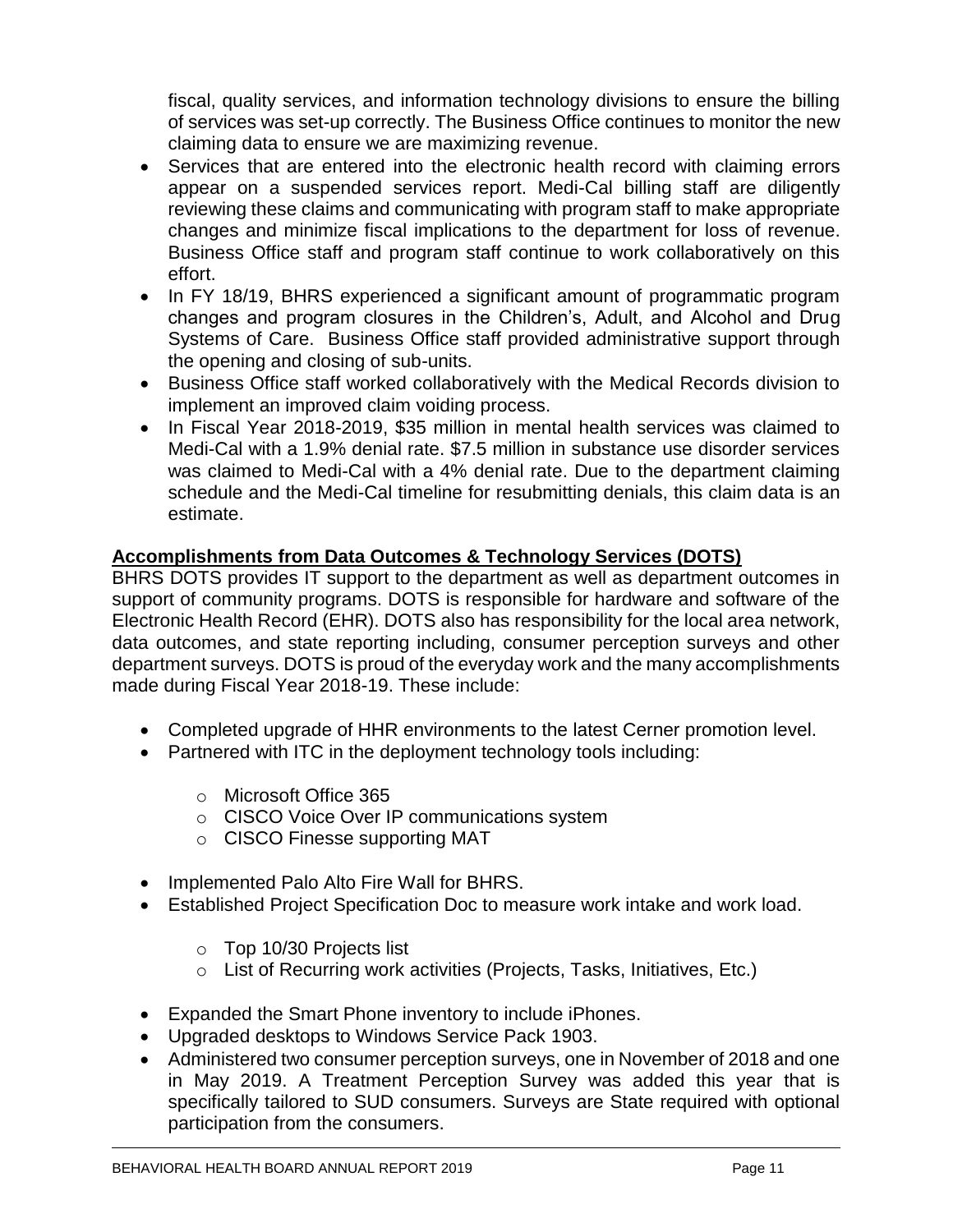fiscal, quality services, and information technology divisions to ensure the billing of services was set-up correctly. The Business Office continues to monitor the new claiming data to ensure we are maximizing revenue.

- Services that are entered into the electronic health record with claiming errors appear on a suspended services report. Medi-Cal billing staff are diligently reviewing these claims and communicating with program staff to make appropriate changes and minimize fiscal implications to the department for loss of revenue. Business Office staff and program staff continue to work collaboratively on this effort.
- In FY 18/19, BHRS experienced a significant amount of programmatic program changes and program closures in the Children's, Adult, and Alcohol and Drug Systems of Care. Business Office staff provided administrative support through the opening and closing of sub-units.
- Business Office staff worked collaboratively with the Medical Records division to implement an improved claim voiding process.
- In Fiscal Year 2018-2019, $35 million in mental health services was claimed to Medi-Cal with a 1.9% denial rate. $7.5 million in substance use disorder services was claimed to Medi-Cal with a 4% denial rate. Due to the department claiming schedule and the Medi-Cal timeline for resubmitting denials, this claim data is an estimate.

**Accomplishments from Data Outcomes & Technology Services (DOTS)**

BHRS DOTS provides IT support to the department as well as department outcomes in support of community programs. DOTS is responsible for hardware and software of the Electronic Health Record (EHR). DOTS also has responsibility for the local area network, data outcomes, and state reporting including, consumer perception surveys and other department surveys. DOTS is proud of the everyday work and the many accomplishments made during Fiscal Year 2018-19. These include:

- Completed upgrade of HHR environments to the latest Cerner promotion level.
- Partnered with ITC in the deployment technology tools including:
  - Microsoft Office 365
  - CISCO Voice Over IP communications system
  - CISCO Finesse supporting MAT
- Implemented Palo Alto Fire Wall for BHRS.
- Established Project Specification Doc to measure work intake and work load.
  - Top 10/30 Projects list
  - List of Recurring work activities (Projects, Tasks, Initiatives, Etc.)
- Expanded the Smart Phone inventory to include iPhones.
- Upgraded desktops to Windows Service Pack 1903.
- Administered two consumer perception surveys, one in November of 2018 and one in May 2019. A Treatment Perception Survey was added this year that is specifically tailored to SUD consumers. Surveys are State required with optional participation from the consumers.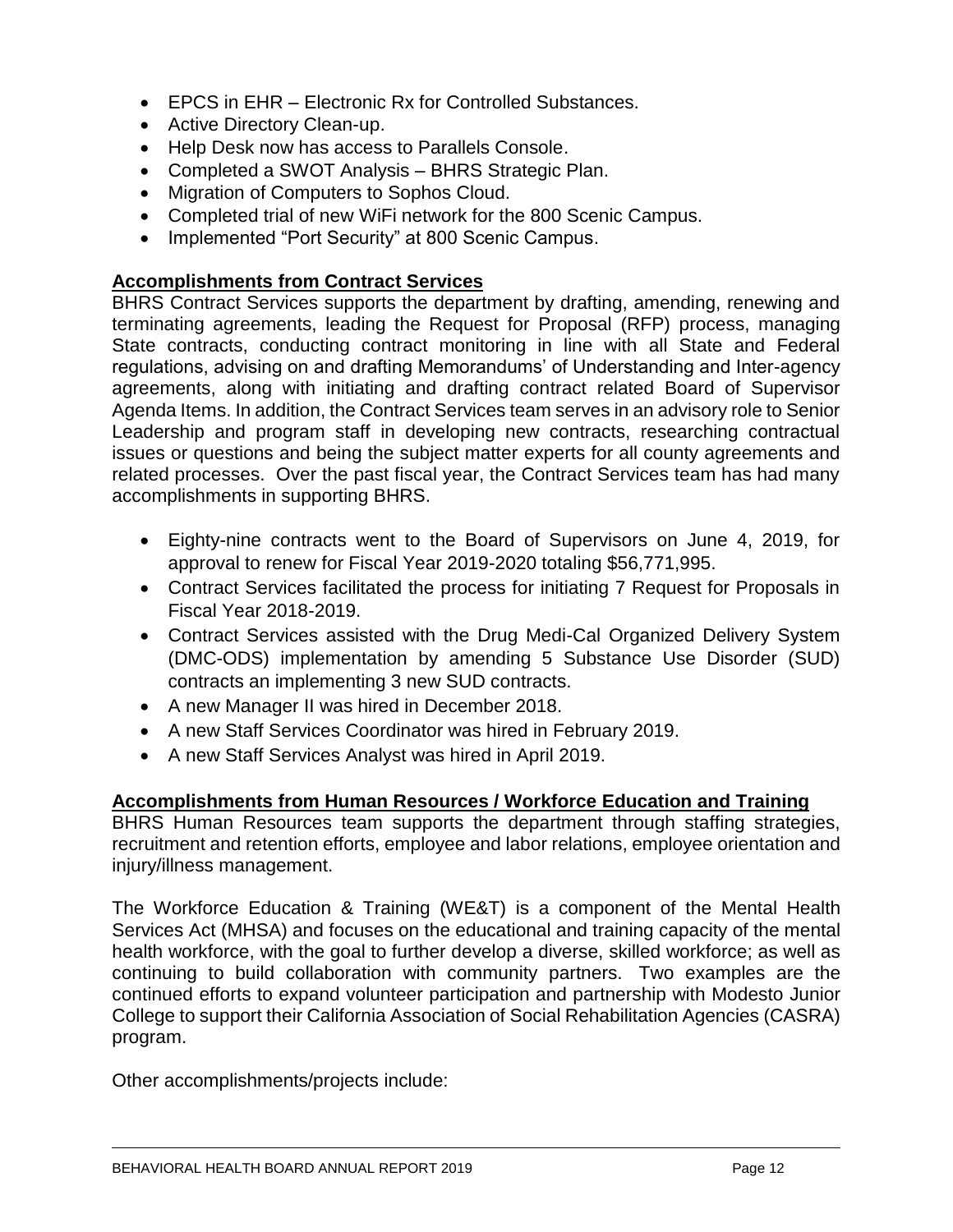- EPCS in EHR – Electronic Rx for Controlled Substances.
- Active Directory Clean-up.
- Help Desk now has access to Parallels Console.
- Completed a SWOT Analysis – BHRS Strategic Plan.
- Migration of Computers to Sophos Cloud.
- Completed trial of new WiFi network for the 800 Scenic Campus.
- Implemented "Port Security" at 800 Scenic Campus.

## Accomplishments from Contract Services

BHRS Contract Services supports the department by drafting, amending, renewing and terminating agreements, leading the Request for Proposal (RFP) process, managing State contracts, conducting contract monitoring in line with all State and Federal regulations, advising on and drafting Memorandums' of Understanding and Inter-agency agreements, along with initiating and drafting contract related Board of Supervisor Agenda Items. In addition, the Contract Services team serves in an advisory role to Senior Leadership and program staff in developing new contracts, researching contractual issues or questions and being the subject matter experts for all county agreements and related processes. Over the past fiscal year, the Contract Services team has had many accomplishments in supporting BHRS.

- Eighty-nine contracts went to the Board of Supervisors on June 4, 2019, for approval to renew for Fiscal Year 2019-2020 totaling $56,771,995.
- Contract Services facilitated the process for initiating 7 Request for Proposals in Fiscal Year 2018-2019.
- Contract Services assisted with the Drug Medi-Cal Organized Delivery System (DMC-ODS) implementation by amending 5 Substance Use Disorder (SUD) contracts an implementing 3 new SUD contracts.
- A new Manager II was hired in December 2018.
- A new Staff Services Coordinator was hired in February 2019.
- A new Staff Services Analyst was hired in April 2019.

## Accomplishments from Human Resources / Workforce Education and Training

BHRS Human Resources team supports the department through staffing strategies, recruitment and retention efforts, employee and labor relations, employee orientation and injury/illness management.

The Workforce Education & Training (WE&T) is a component of the Mental Health Services Act (MHSA) and focuses on the educational and training capacity of the mental health workforce, with the goal to further develop a diverse, skilled workforce; as well as continuing to build collaboration with community partners. Two examples are the continued efforts to expand volunteer participation and partnership with Modesto Junior College to support their California Association of Social Rehabilitation Agencies (CASRA) program.

Other accomplishments/projects include: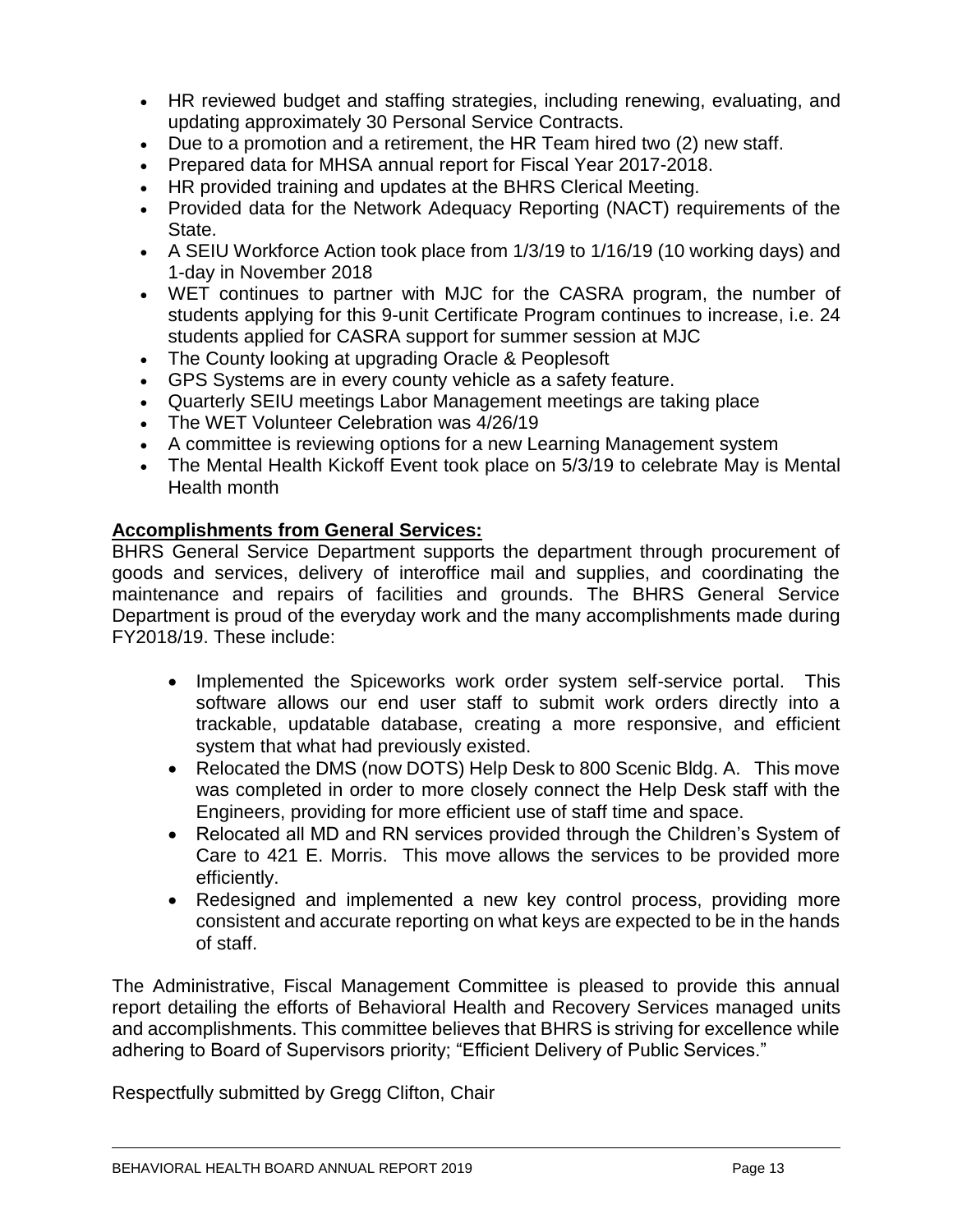- HR reviewed budget and staffing strategies, including renewing, evaluating, and updating approximately 30 Personal Service Contracts.
- Due to a promotion and a retirement, the HR Team hired two (2) new staff.
- Prepared data for MHSA annual report for Fiscal Year 2017-2018.
- HR provided training and updates at the BHRS Clerical Meeting.
- Provided data for the Network Adequacy Reporting (NACT) requirements of the State.
- A SEIU Workforce Action took place from 1/3/19 to 1/16/19 (10 working days) and 1-day in November 2018
- WET continues to partner with MJC for the CASRA program, the number of students applying for this 9-unit Certificate Program continues to increase, i.e. 24 students applied for CASRA support for summer session at MJC
- The County looking at upgrading Oracle & Peoplesoft
- GPS Systems are in every county vehicle as a safety feature.
- Quarterly SEIU meetings Labor Management meetings are taking place
- The WET Volunteer Celebration was 4/26/19
- A committee is reviewing options for a new Learning Management system
- The Mental Health Kickoff Event took place on 5/3/19 to celebrate May is Mental Health month

**Accomplishments from General Services:**

BHRS General Service Department supports the department through procurement of goods and services, delivery of interoffice mail and supplies, and coordinating the maintenance and repairs of facilities and grounds. The BHRS General Service Department is proud of the everyday work and the many accomplishments made during FY2018/19. These include:

- Implemented the Spiceworks work order system self-service portal. This software allows our end user staff to submit work orders directly into a trackable, updatable database, creating a more responsive, and efficient system that what had previously existed.
- Relocated the DMS (now DOTS) Help Desk to 800 Scenic Bldg. A. This move was completed in order to more closely connect the Help Desk staff with the Engineers, providing for more efficient use of staff time and space.
- Relocated all MD and RN services provided through the Children's System of Care to 421 E. Morris. This move allows the services to be provided more efficiently.
- Redesigned and implemented a new key control process, providing more consistent and accurate reporting on what keys are expected to be in the hands of staff.

The Administrative, Fiscal Management Committee is pleased to provide this annual report detailing the efforts of Behavioral Health and Recovery Services managed units and accomplishments. This committee believes that BHRS is striving for excellence while adhering to Board of Supervisors priority; "Efficient Delivery of Public Services."

Respectfully submitted by Gregg Clifton, Chair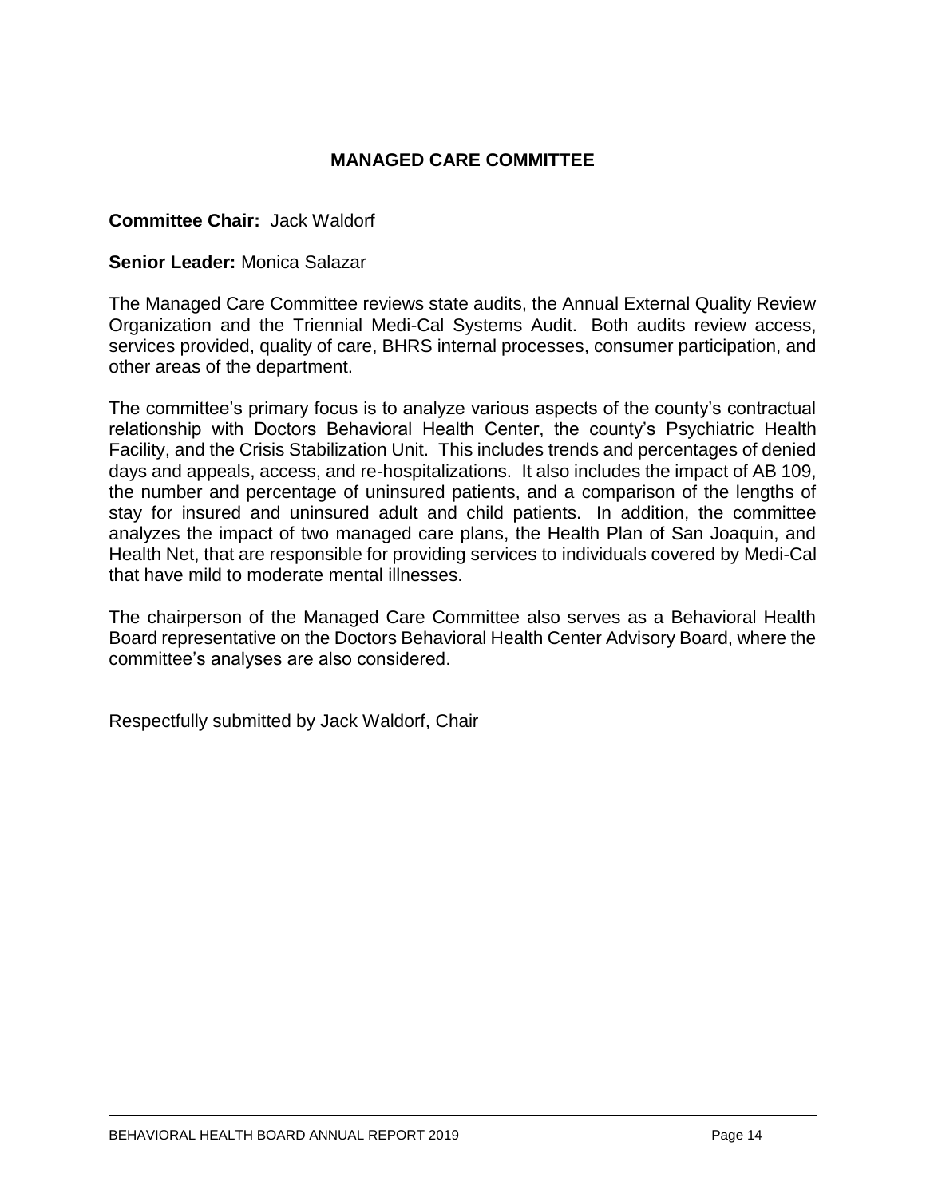## MANAGED CARE COMMITTEE

**Committee Chair:** Jack Waldorf

**Senior Leader:** Monica Salazar

The Managed Care Committee reviews state audits, the Annual External Quality Review Organization and the Triennial Medi-Cal Systems Audit. Both audits review access, services provided, quality of care, BHRS internal processes, consumer participation, and other areas of the department.

The committee's primary focus is to analyze various aspects of the county's contractual relationship with Doctors Behavioral Health Center, the county's Psychiatric Health Facility, and the Crisis Stabilization Unit. This includes trends and percentages of denied days and appeals, access, and re-hospitalizations. It also includes the impact of AB 109, the number and percentage of uninsured patients, and a comparison of the lengths of stay for insured and uninsured adult and child patients. In addition, the committee analyzes the impact of two managed care plans, the Health Plan of San Joaquin, and Health Net, that are responsible for providing services to individuals covered by Medi-Cal that have mild to moderate mental illnesses.

The chairperson of the Managed Care Committee also serves as a Behavioral Health Board representative on the Doctors Behavioral Health Center Advisory Board, where the committee's analyses are also considered.

Respectfully submitted by Jack Waldorf, Chair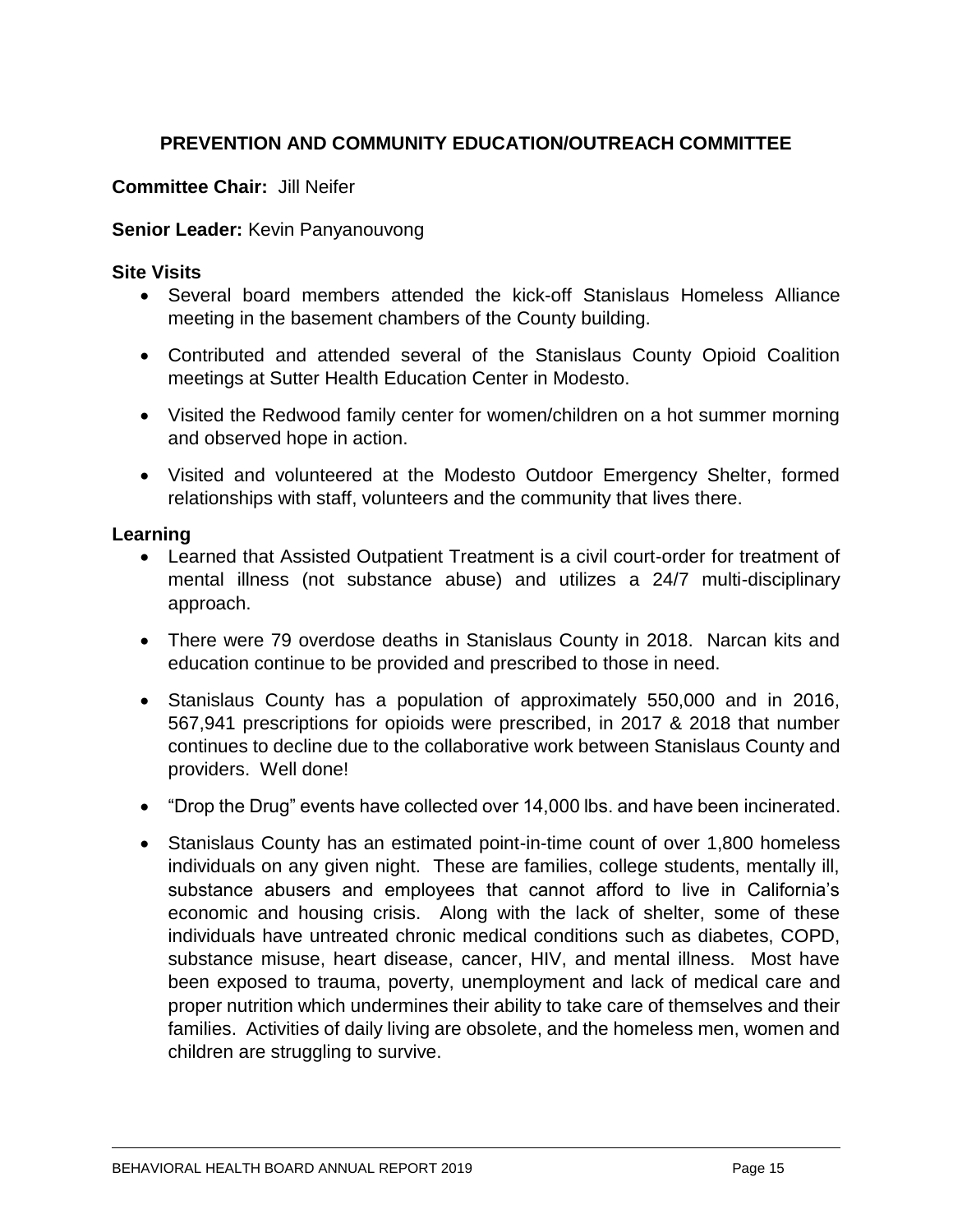## PREVENTION AND COMMUNITY EDUCATION/OUTREACH COMMITTEE

**Committee Chair:** Jill Neifer

**Senior Leader:** Kevin Panyanouvong

### Site Visits

- Several board members attended the kick-off Stanislaus Homeless Alliance meeting in the basement chambers of the County building.
- Contributed and attended several of the Stanislaus County Opioid Coalition meetings at Sutter Health Education Center in Modesto.
- Visited the Redwood family center for women/children on a hot summer morning and observed hope in action.
- Visited and volunteered at the Modesto Outdoor Emergency Shelter, formed relationships with staff, volunteers and the community that lives there.

### Learning

- Learned that Assisted Outpatient Treatment is a civil court-order for treatment of mental illness (not substance abuse) and utilizes a 24/7 multi-disciplinary approach.
- There were 79 overdose deaths in Stanislaus County in 2018. Narcan kits and education continue to be provided and prescribed to those in need.
- Stanislaus County has a population of approximately 550,000 and in 2016, 567,941 prescriptions for opioids were prescribed, in 2017 & 2018 that number continues to decline due to the collaborative work between Stanislaus County and providers. Well done!
- "Drop the Drug" events have collected over 14,000 lbs. and have been incinerated.
- Stanislaus County has an estimated point-in-time count of over 1,800 homeless individuals on any given night. These are families, college students, mentally ill, substance abusers and employees that cannot afford to live in California's economic and housing crisis. Along with the lack of shelter, some of these individuals have untreated chronic medical conditions such as diabetes, COPD, substance misuse, heart disease, cancer, HIV, and mental illness. Most have been exposed to trauma, poverty, unemployment and lack of medical care and proper nutrition which undermines their ability to take care of themselves and their families. Activities of daily living are obsolete, and the homeless men, women and children are struggling to survive.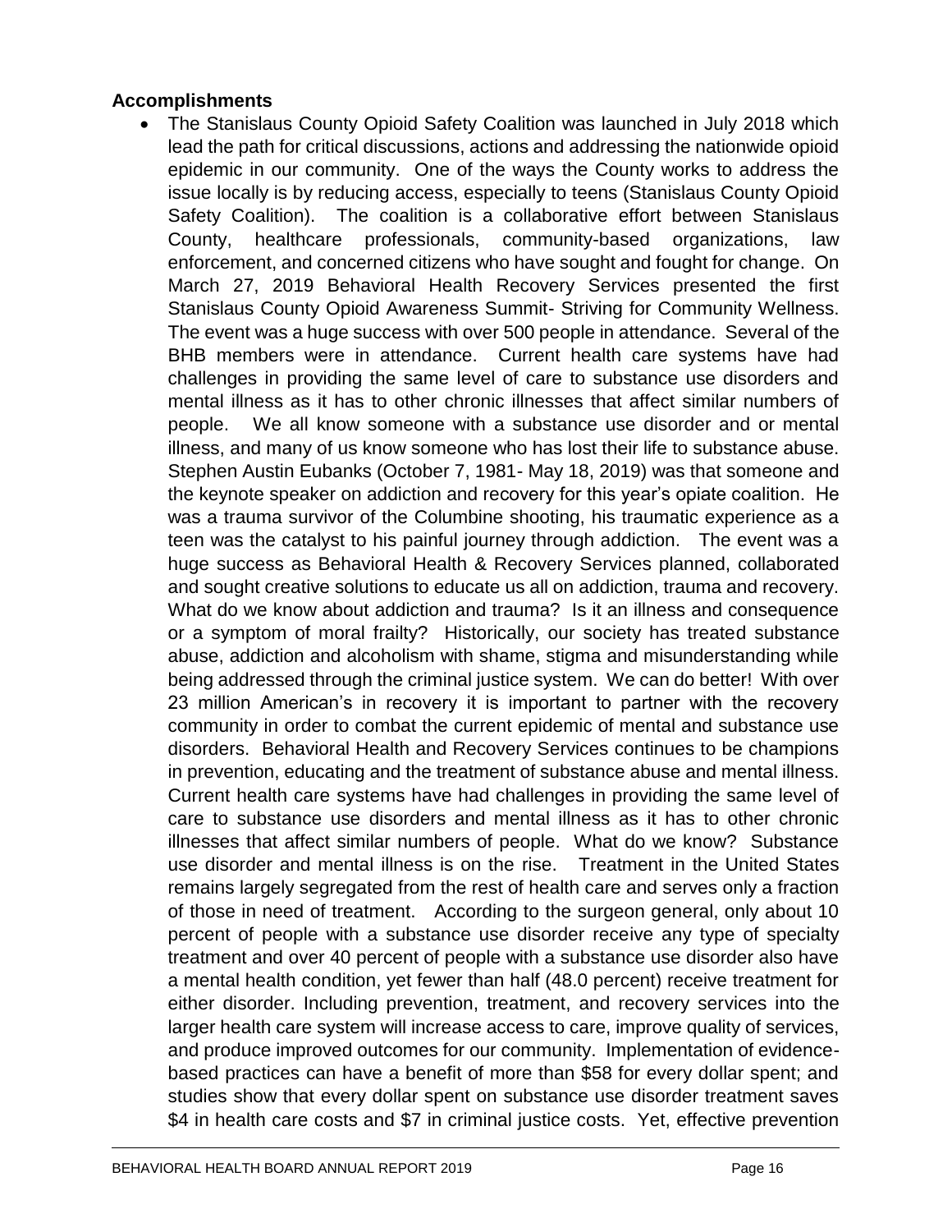**Accomplishments**

- The Stanislaus County Opioid Safety Coalition was launched in July 2018 which lead the path for critical discussions, actions and addressing the nationwide opioid epidemic in our community. One of the ways the County works to address the issue locally is by reducing access, especially to teens (Stanislaus County Opioid Safety Coalition). The coalition is a collaborative effort between Stanislaus County, healthcare professionals, community-based organizations, law enforcement, and concerned citizens who have sought and fought for change. On March 27, 2019 Behavioral Health Recovery Services presented the first Stanislaus County Opioid Awareness Summit- Striving for Community Wellness. The event was a huge success with over 500 people in attendance. Several of the BHB members were in attendance. Current health care systems have had challenges in providing the same level of care to substance use disorders and mental illness as it has to other chronic illnesses that affect similar numbers of people. We all know someone with a substance use disorder and or mental illness, and many of us know someone who has lost their life to substance abuse. Stephen Austin Eubanks (October 7, 1981- May 18, 2019) was that someone and the keynote speaker on addiction and recovery for this year's opiate coalition. He was a trauma survivor of the Columbine shooting, his traumatic experience as a teen was the catalyst to his painful journey through addiction. The event was a huge success as Behavioral Health & Recovery Services planned, collaborated and sought creative solutions to educate us all on addiction, trauma and recovery. What do we know about addiction and trauma? Is it an illness and consequence or a symptom of moral frailty? Historically, our society has treated substance abuse, addiction and alcoholism with shame, stigma and misunderstanding while being addressed through the criminal justice system. We can do better! With over 23 million American's in recovery it is important to partner with the recovery community in order to combat the current epidemic of mental and substance use disorders. Behavioral Health and Recovery Services continues to be champions in prevention, educating and the treatment of substance abuse and mental illness. Current health care systems have had challenges in providing the same level of care to substance use disorders and mental illness as it has to other chronic illnesses that affect similar numbers of people. What do we know? Substance use disorder and mental illness is on the rise. Treatment in the United States remains largely segregated from the rest of health care and serves only a fraction of those in need of treatment. According to the surgeon general, only about 10 percent of people with a substance use disorder receive any type of specialty treatment and over 40 percent of people with a substance use disorder also have a mental health condition, yet fewer than half (48.0 percent) receive treatment for either disorder. Including prevention, treatment, and recovery services into the larger health care system will increase access to care, improve quality of services, and produce improved outcomes for our community. Implementation of evidence-based practices can have a benefit of more than $58 for every dollar spent; and studies show that every dollar spent on substance use disorder treatment saves $4 in health care costs and $7 in criminal justice costs. Yet, effective prevention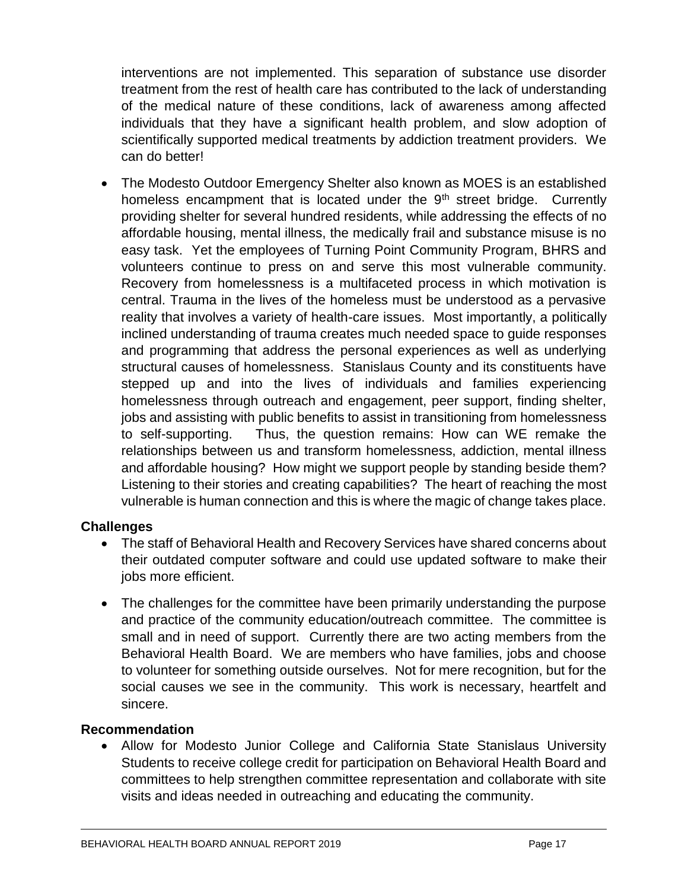interventions are not implemented. This separation of substance use disorder treatment from the rest of health care has contributed to the lack of understanding of the medical nature of these conditions, lack of awareness among affected individuals that they have a significant health problem, and slow adoption of scientifically supported medical treatments by addiction treatment providers. We can do better!

- The Modesto Outdoor Emergency Shelter also known as MOES is an established homeless encampment that is located under the 9th street bridge. Currently providing shelter for several hundred residents, while addressing the effects of no affordable housing, mental illness, the medically frail and substance misuse is no easy task. Yet the employees of Turning Point Community Program, BHRS and volunteers continue to press on and serve this most vulnerable community. Recovery from homelessness is a multifaceted process in which motivation is central. Trauma in the lives of the homeless must be understood as a pervasive reality that involves a variety of health-care issues. Most importantly, a politically inclined understanding of trauma creates much needed space to guide responses and programming that address the personal experiences as well as underlying structural causes of homelessness. Stanislaus County and its constituents have stepped up and into the lives of individuals and families experiencing homelessness through outreach and engagement, peer support, finding shelter, jobs and assisting with public benefits to assist in transitioning from homelessness to self-supporting. Thus, the question remains: How can WE remake the relationships between us and transform homelessness, addiction, mental illness and affordable housing? How might we support people by standing beside them? Listening to their stories and creating capabilities? The heart of reaching the most vulnerable is human connection and this is where the magic of change takes place.

### Challenges

- The staff of Behavioral Health and Recovery Services have shared concerns about their outdated computer software and could use updated software to make their jobs more efficient.
- The challenges for the committee have been primarily understanding the purpose and practice of the community education/outreach committee. The committee is small and in need of support. Currently there are two acting members from the Behavioral Health Board. We are members who have families, jobs and choose to volunteer for something outside ourselves. Not for mere recognition, but for the social causes we see in the community. This work is necessary, heartfelt and sincere.

### Recommendation

- Allow for Modesto Junior College and California State Stanislaus University Students to receive college credit for participation on Behavioral Health Board and committees to help strengthen committee representation and collaborate with site visits and ideas needed in outreaching and educating the community.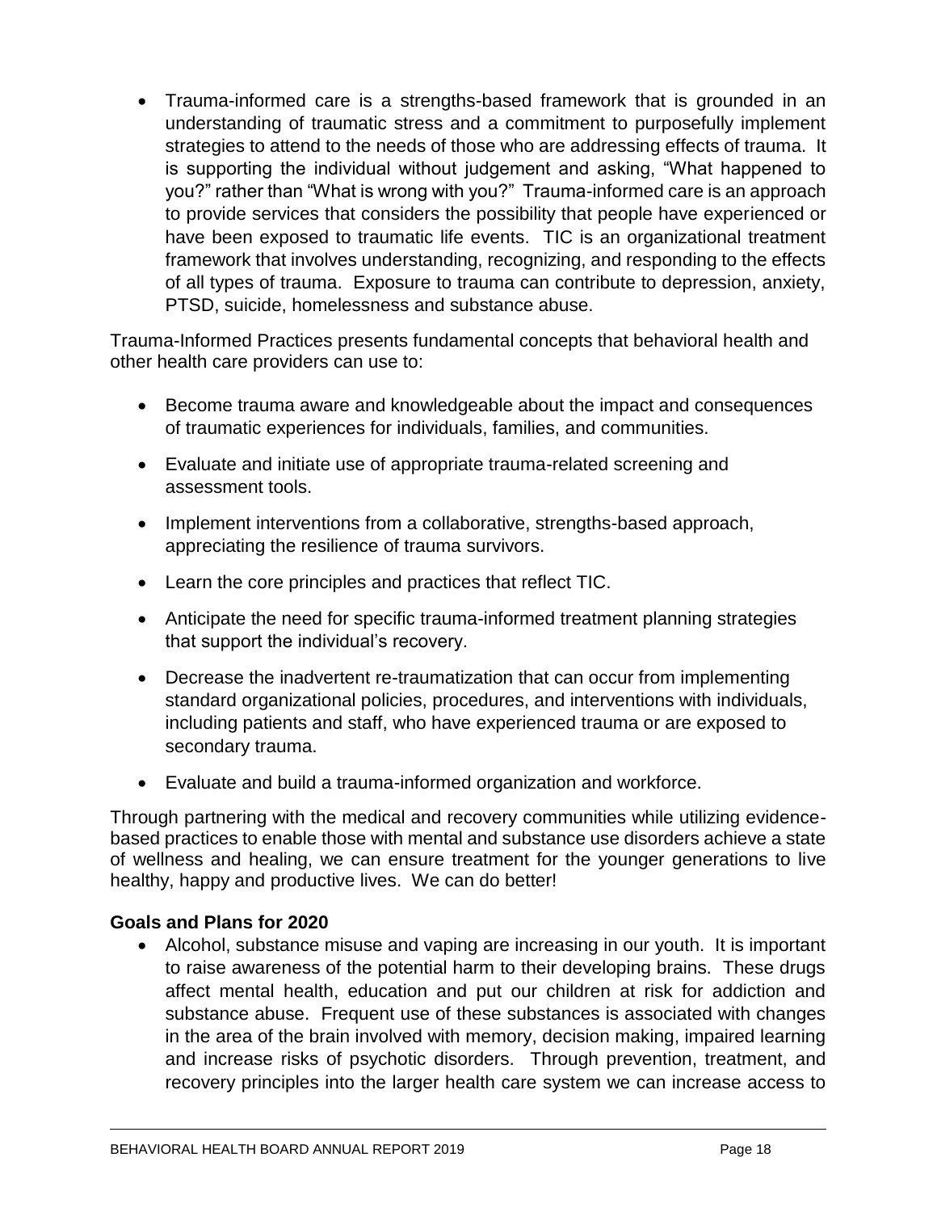- Trauma-informed care is a strengths-based framework that is grounded in an understanding of traumatic stress and a commitment to purposefully implement strategies to attend to the needs of those who are addressing effects of trauma. It is supporting the individual without judgement and asking, "What happened to you?" rather than "What is wrong with you?" Trauma-informed care is an approach to provide services that considers the possibility that people have experienced or have been exposed to traumatic life events. TIC is an organizational treatment framework that involves understanding, recognizing, and responding to the effects of all types of trauma. Exposure to trauma can contribute to depression, anxiety, PTSD, suicide, homelessness and substance abuse.

Trauma-Informed Practices presents fundamental concepts that behavioral health and other health care providers can use to:

- Become trauma aware and knowledgeable about the impact and consequences of traumatic experiences for individuals, families, and communities.
- Evaluate and initiate use of appropriate trauma-related screening and assessment tools.
- Implement interventions from a collaborative, strengths-based approach, appreciating the resilience of trauma survivors.
- Learn the core principles and practices that reflect TIC.
- Anticipate the need for specific trauma-informed treatment planning strategies that support the individual's recovery.
- Decrease the inadvertent re-traumatization that can occur from implementing standard organizational policies, procedures, and interventions with individuals, including patients and staff, who have experienced trauma or are exposed to secondary trauma.
- Evaluate and build a trauma-informed organization and workforce.

Through partnering with the medical and recovery communities while utilizing evidence-based practices to enable those with mental and substance use disorders achieve a state of wellness and healing, we can ensure treatment for the younger generations to live healthy, happy and productive lives. We can do better!

**Goals and Plans for 2020**

- Alcohol, substance misuse and vaping are increasing in our youth. It is important to raise awareness of the potential harm to their developing brains. These drugs affect mental health, education and put our children at risk for addiction and substance abuse. Frequent use of these substances is associated with changes in the area of the brain involved with memory, decision making, impaired learning and increase risks of psychotic disorders. Through prevention, treatment, and recovery principles into the larger health care system we can increase access to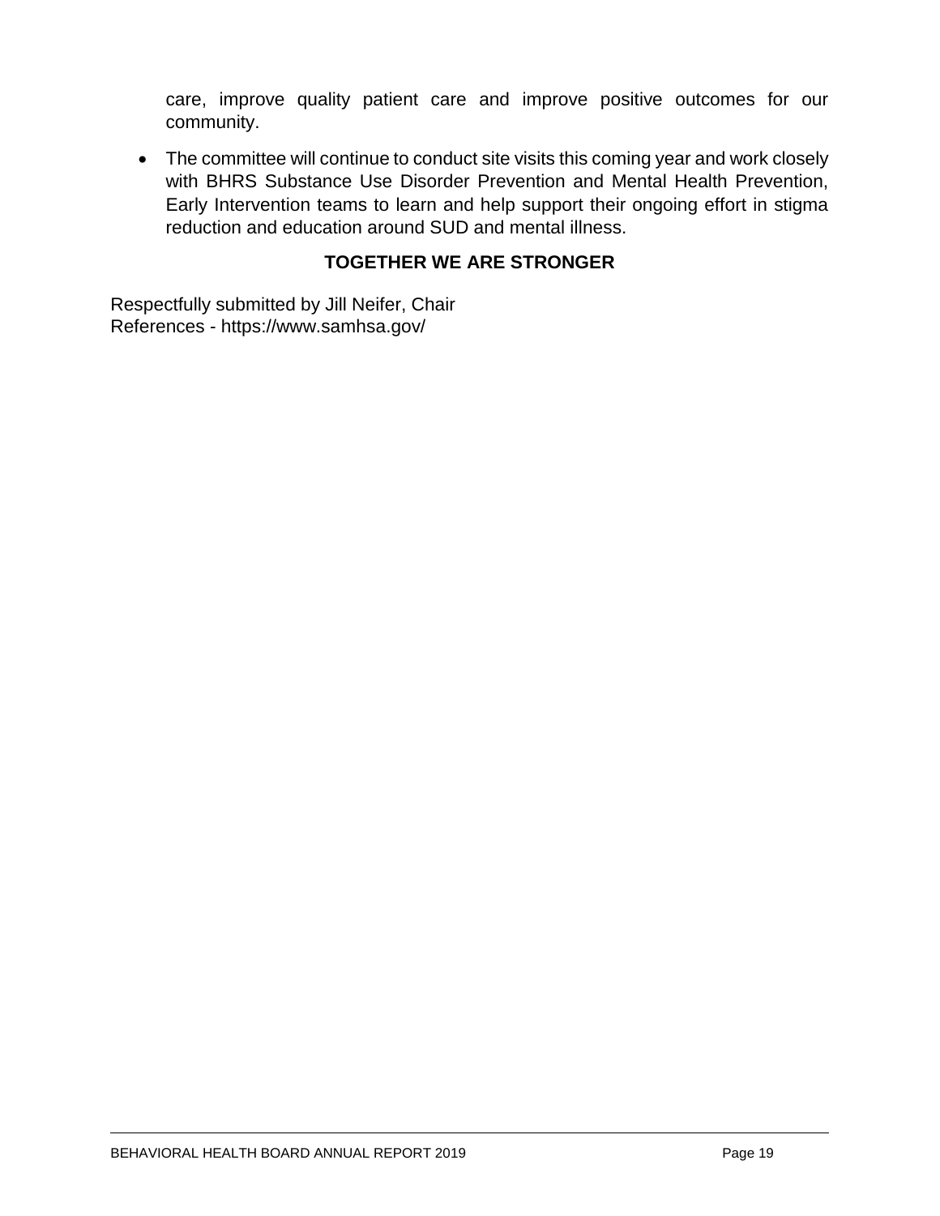care, improve quality patient care and improve positive outcomes for our community.

- The committee will continue to conduct site visits this coming year and work closely with BHRS Substance Use Disorder Prevention and Mental Health Prevention, Early Intervention teams to learn and help support their ongoing effort in stigma reduction and education around SUD and mental illness.

**TOGETHER WE ARE STRONGER**

Respectfully submitted by Jill Neifer, Chair
References - https://www.samhsa.gov/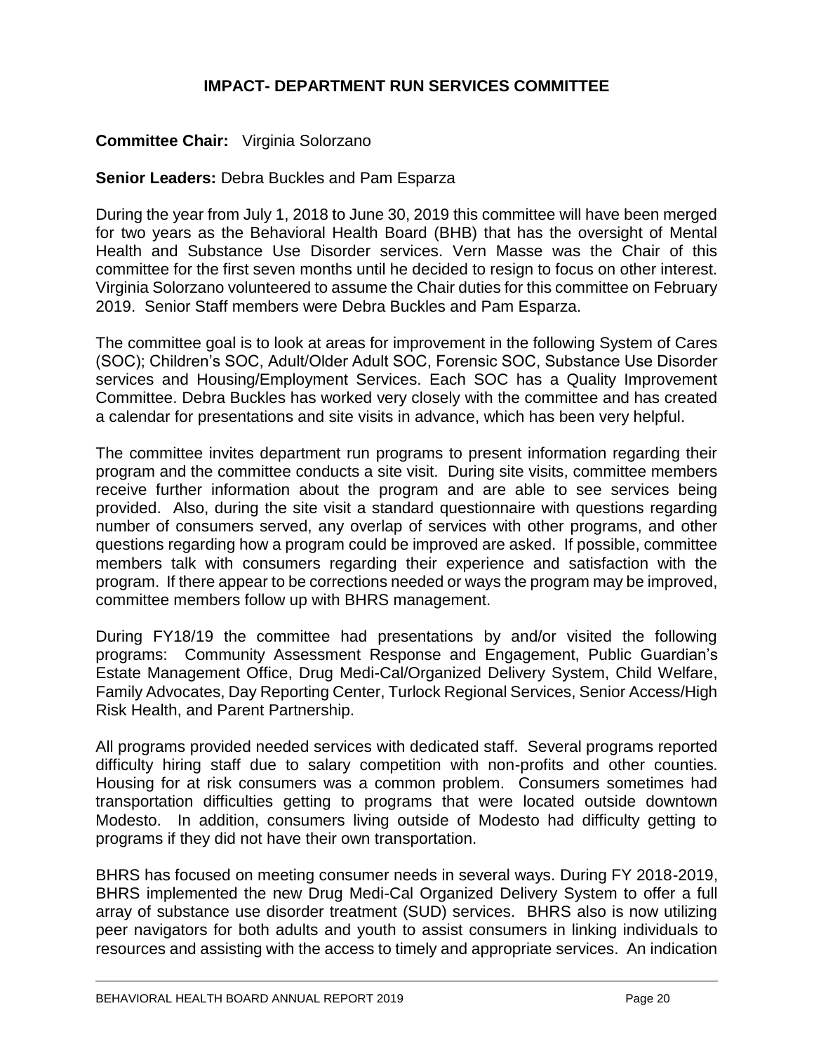## IMPACT- DEPARTMENT RUN SERVICES COMMITTEE

**Committee Chair:** Virginia Solorzano

**Senior Leaders:** Debra Buckles and Pam Esparza

During the year from July 1, 2018 to June 30, 2019 this committee will have been merged for two years as the Behavioral Health Board (BHB) that has the oversight of Mental Health and Substance Use Disorder services. Vern Masse was the Chair of this committee for the first seven months until he decided to resign to focus on other interest. Virginia Solorzano volunteered to assume the Chair duties for this committee on February 2019. Senior Staff members were Debra Buckles and Pam Esparza.

The committee goal is to look at areas for improvement in the following System of Cares (SOC); Children's SOC, Adult/Older Adult SOC, Forensic SOC, Substance Use Disorder services and Housing/Employment Services. Each SOC has a Quality Improvement Committee. Debra Buckles has worked very closely with the committee and has created a calendar for presentations and site visits in advance, which has been very helpful.

The committee invites department run programs to present information regarding their program and the committee conducts a site visit. During site visits, committee members receive further information about the program and are able to see services being provided. Also, during the site visit a standard questionnaire with questions regarding number of consumers served, any overlap of services with other programs, and other questions regarding how a program could be improved are asked. If possible, committee members talk with consumers regarding their experience and satisfaction with the program. If there appear to be corrections needed or ways the program may be improved, committee members follow up with BHRS management.

During FY18/19 the committee had presentations by and/or visited the following programs: Community Assessment Response and Engagement, Public Guardian's Estate Management Office, Drug Medi-Cal/Organized Delivery System, Child Welfare, Family Advocates, Day Reporting Center, Turlock Regional Services, Senior Access/High Risk Health, and Parent Partnership.

All programs provided needed services with dedicated staff. Several programs reported difficulty hiring staff due to salary competition with non-profits and other counties. Housing for at risk consumers was a common problem. Consumers sometimes had transportation difficulties getting to programs that were located outside downtown Modesto. In addition, consumers living outside of Modesto had difficulty getting to programs if they did not have their own transportation.

BHRS has focused on meeting consumer needs in several ways. During FY 2018-2019, BHRS implemented the new Drug Medi-Cal Organized Delivery System to offer a full array of substance use disorder treatment (SUD) services. BHRS also is now utilizing peer navigators for both adults and youth to assist consumers in linking individuals to resources and assisting with the access to timely and appropriate services. An indication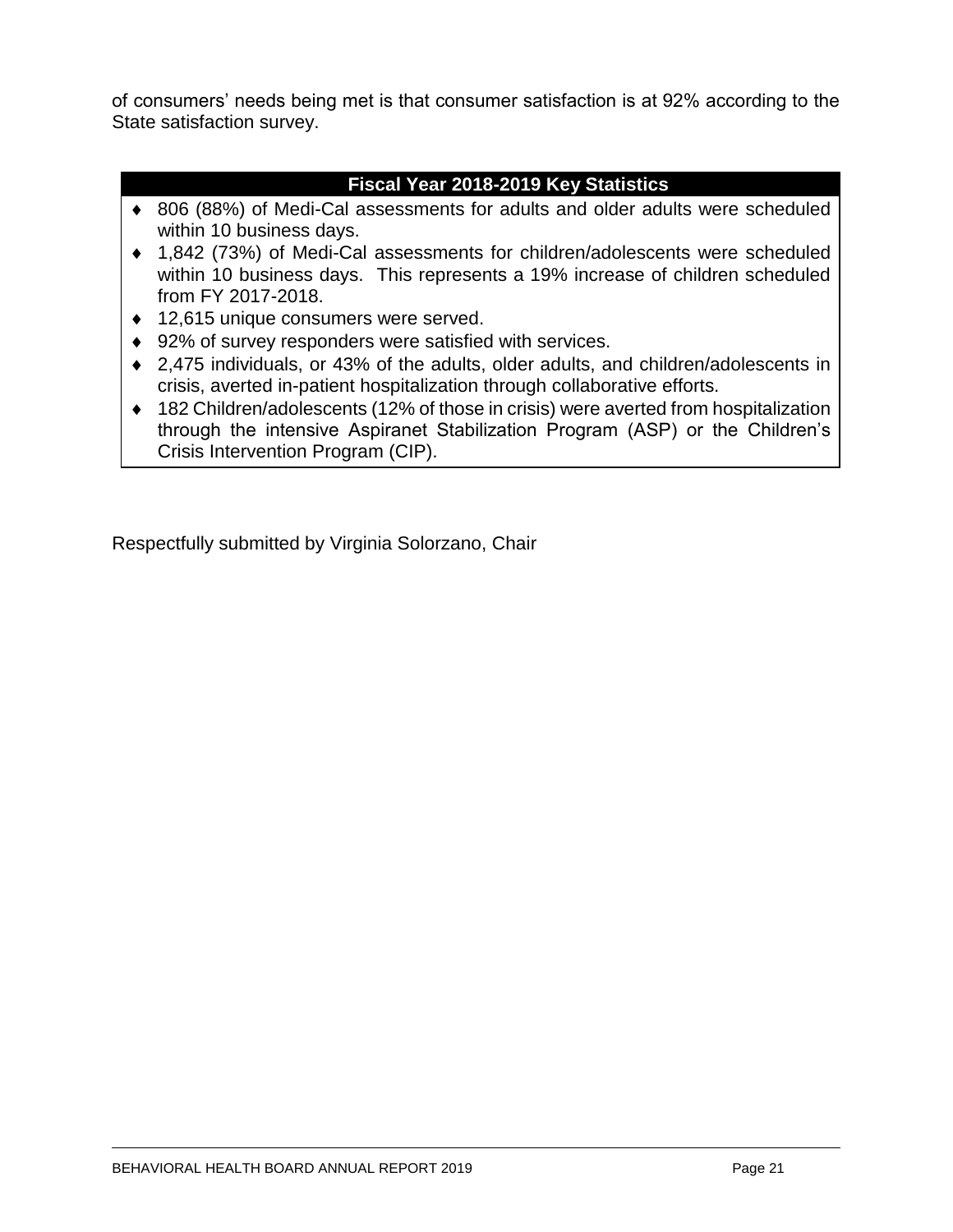of consumers' needs being met is that consumer satisfaction is at 92% according to the State satisfaction survey.

### Fiscal Year 2018-2019 Key Statistics

- 806 (88%) of Medi-Cal assessments for adults and older adults were scheduled within 10 business days.
- 1,842 (73%) of Medi-Cal assessments for children/adolescents were scheduled within 10 business days. This represents a 19% increase of children scheduled from FY 2017-2018.
- 12,615 unique consumers were served.
- 92% of survey responders were satisfied with services.
- 2,475 individuals, or 43% of the adults, older adults, and children/adolescents in crisis, averted in-patient hospitalization through collaborative efforts.
- 182 Children/adolescents (12% of those in crisis) were averted from hospitalization through the intensive Aspiranet Stabilization Program (ASP) or the Children's Crisis Intervention Program (CIP).

Respectfully submitted by Virginia Solorzano, Chair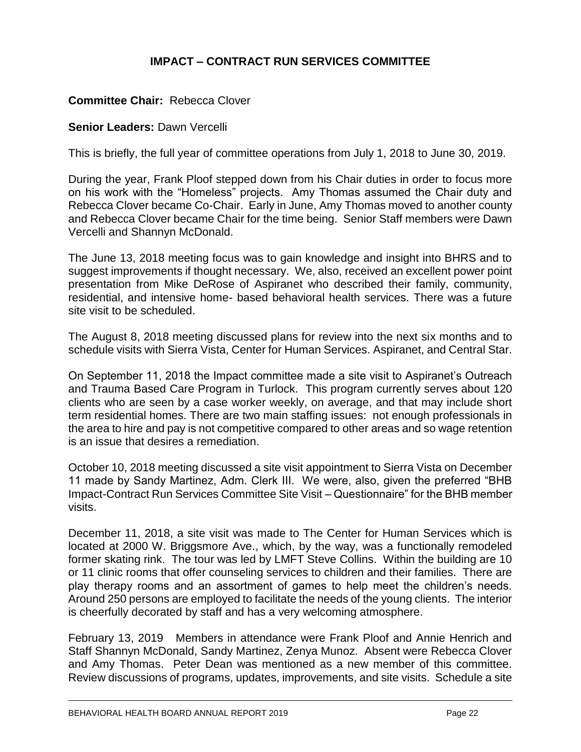## IMPACT – CONTRACT RUN SERVICES COMMITTEE

**Committee Chair:** Rebecca Clover

**Senior Leaders:** Dawn Vercelli

This is briefly, the full year of committee operations from July 1, 2018 to June 30, 2019.

During the year, Frank Ploof stepped down from his Chair duties in order to focus more on his work with the "Homeless" projects. Amy Thomas assumed the Chair duty and Rebecca Clover became Co-Chair. Early in June, Amy Thomas moved to another county and Rebecca Clover became Chair for the time being. Senior Staff members were Dawn Vercelli and Shannyn McDonald.

The June 13, 2018 meeting focus was to gain knowledge and insight into BHRS and to suggest improvements if thought necessary. We, also, received an excellent power point presentation from Mike DeRose of Aspiranet who described their family, community, residential, and intensive home- based behavioral health services. There was a future site visit to be scheduled.

The August 8, 2018 meeting discussed plans for review into the next six months and to schedule visits with Sierra Vista, Center for Human Services. Aspiranet, and Central Star.

On September 11, 2018 the Impact committee made a site visit to Aspiranet's Outreach and Trauma Based Care Program in Turlock. This program currently serves about 120 clients who are seen by a case worker weekly, on average, and that may include short term residential homes. There are two main staffing issues: not enough professionals in the area to hire and pay is not competitive compared to other areas and so wage retention is an issue that desires a remediation.

October 10, 2018 meeting discussed a site visit appointment to Sierra Vista on December 11 made by Sandy Martinez, Adm. Clerk III. We were, also, given the preferred "BHB Impact-Contract Run Services Committee Site Visit – Questionnaire" for the BHB member visits.

December 11, 2018, a site visit was made to The Center for Human Services which is located at 2000 W. Briggsmore Ave., which, by the way, was a functionally remodeled former skating rink. The tour was led by LMFT Steve Collins. Within the building are 10 or 11 clinic rooms that offer counseling services to children and their families. There are play therapy rooms and an assortment of games to help meet the children's needs. Around 250 persons are employed to facilitate the needs of the young clients. The interior is cheerfully decorated by staff and has a very welcoming atmosphere.

February 13, 2019 Members in attendance were Frank Ploof and Annie Henrich and Staff Shannyn McDonald, Sandy Martinez, Zenya Munoz. Absent were Rebecca Clover and Amy Thomas. Peter Dean was mentioned as a new member of this committee. Review discussions of programs, updates, improvements, and site visits. Schedule a site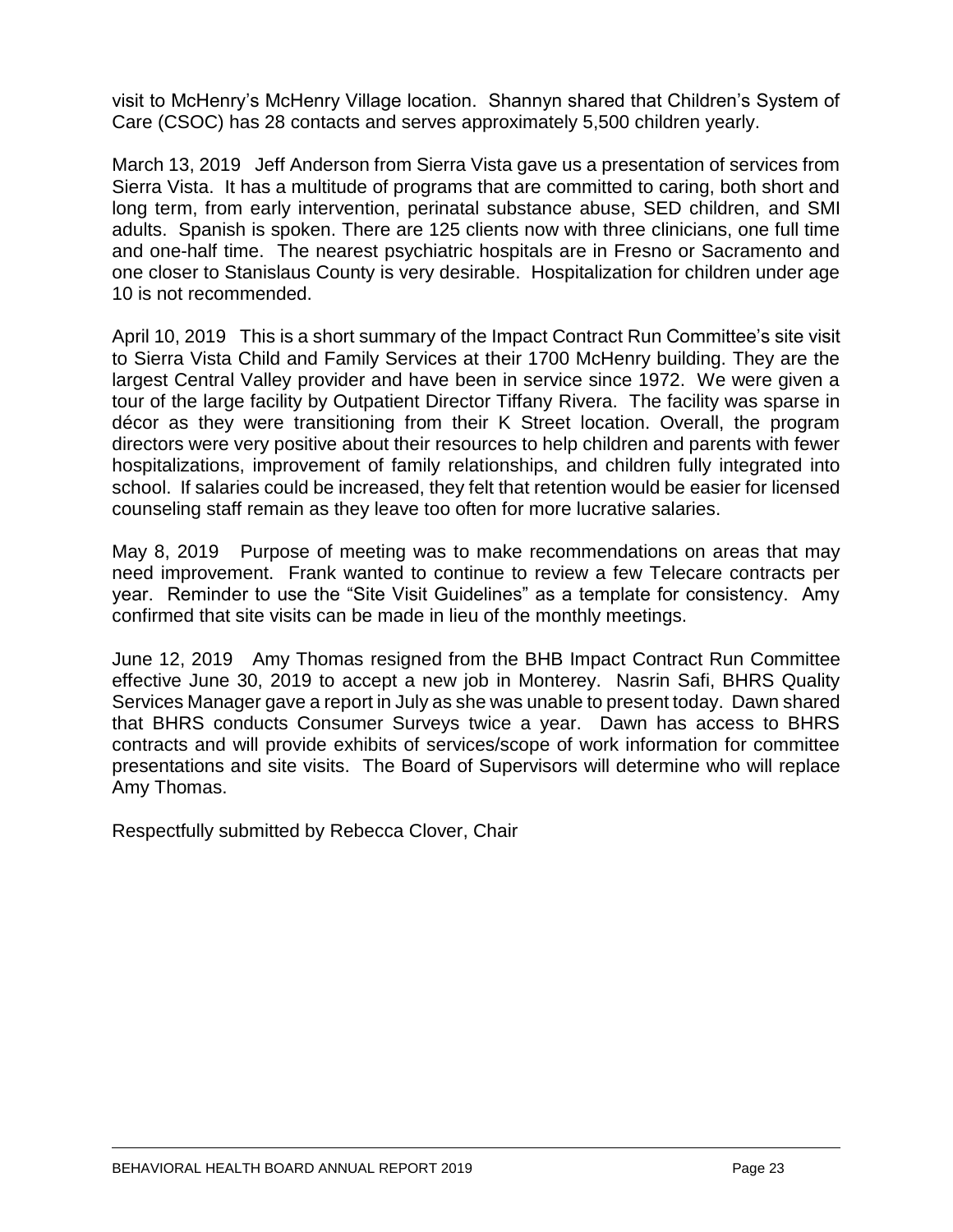visit to McHenry's McHenry Village location. Shannyn shared that Children's System of Care (CSOC) has 28 contacts and serves approximately 5,500 children yearly.

March 13, 2019 Jeff Anderson from Sierra Vista gave us a presentation of services from Sierra Vista. It has a multitude of programs that are committed to caring, both short and long term, from early intervention, perinatal substance abuse, SED children, and SMI adults. Spanish is spoken. There are 125 clients now with three clinicians, one full time and one-half time. The nearest psychiatric hospitals are in Fresno or Sacramento and one closer to Stanislaus County is very desirable. Hospitalization for children under age 10 is not recommended.

April 10, 2019 This is a short summary of the Impact Contract Run Committee's site visit to Sierra Vista Child and Family Services at their 1700 McHenry building. They are the largest Central Valley provider and have been in service since 1972. We were given a tour of the large facility by Outpatient Director Tiffany Rivera. The facility was sparse in décor as they were transitioning from their K Street location. Overall, the program directors were very positive about their resources to help children and parents with fewer hospitalizations, improvement of family relationships, and children fully integrated into school. If salaries could be increased, they felt that retention would be easier for licensed counseling staff remain as they leave too often for more lucrative salaries.

May 8, 2019 Purpose of meeting was to make recommendations on areas that may need improvement. Frank wanted to continue to review a few Telecare contracts per year. Reminder to use the "Site Visit Guidelines" as a template for consistency. Amy confirmed that site visits can be made in lieu of the monthly meetings.

June 12, 2019 Amy Thomas resigned from the BHB Impact Contract Run Committee effective June 30, 2019 to accept a new job in Monterey. Nasrin Safi, BHRS Quality Services Manager gave a report in July as she was unable to present today. Dawn shared that BHRS conducts Consumer Surveys twice a year. Dawn has access to BHRS contracts and will provide exhibits of services/scope of work information for committee presentations and site visits. The Board of Supervisors will determine who will replace Amy Thomas.

Respectfully submitted by Rebecca Clover, Chair